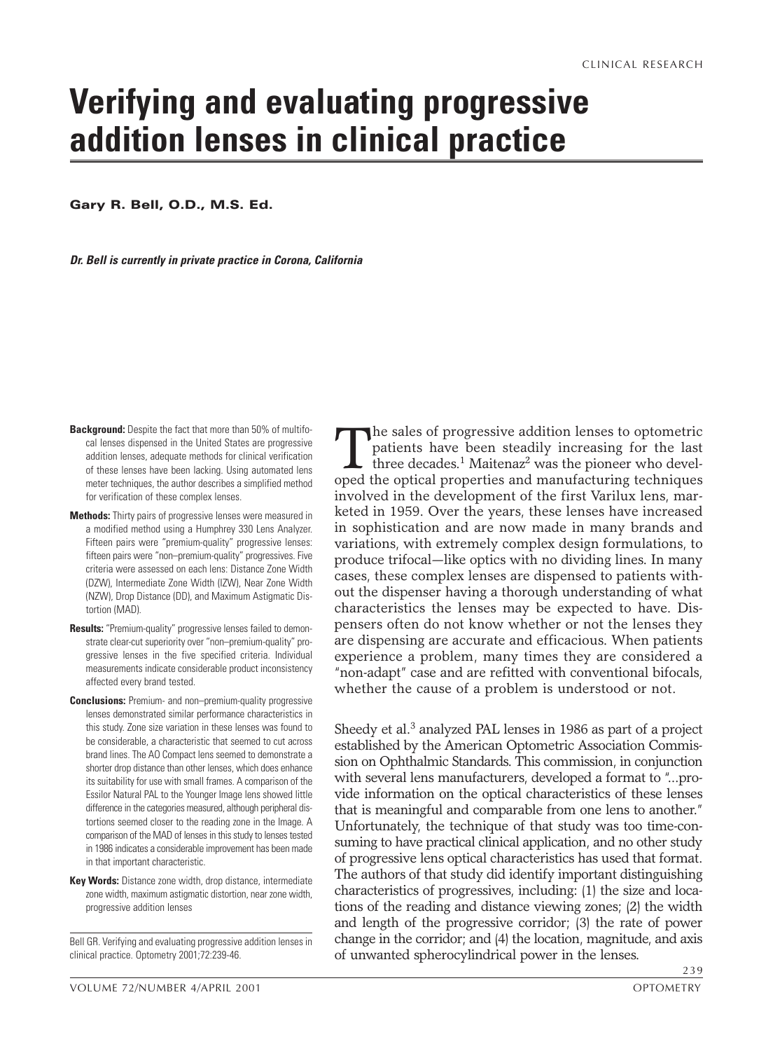# Verifying and evaluating progressive addition lenses in clinical practice

**Gary R. Bell, O.D., M.S. Ed.**

***Dr. Bell is currently in private practice in Corona, California***

**Background:** Despite the fact that more than 50% of multifocal lenses dispensed in the United States are progressive addition lenses, adequate methods for clinical verification of these lenses have been lacking. Using automated lens meter techniques, the author describes a simplified method for verification of these complex lenses.

**Methods:** Thirty pairs of progressive lenses were measured in a modified method using a Humphrey 330 Lens Analyzer. Fifteen pairs were "premium-quality" progressive lenses: fifteen pairs were "non–premium-quality" progressives. Five criteria were assessed on each lens: Distance Zone Width (DZW), Intermediate Zone Width (IZW), Near Zone Width (NZW), Drop Distance (DD), and Maximum Astigmatic Distortion (MAD).

**Results:** "Premium-quality" progressive lenses failed to demonstrate clear-cut superiority over "non–premium-quality" progressive lenses in the five specified criteria. Individual measurements indicate considerable product inconsistency affected every brand tested.

**Conclusions:** Premium- and non–premium-quality progressive lenses demonstrated similar performance characteristics in this study. Zone size variation in these lenses was found to be considerable, a characteristic that seemed to cut across brand lines. The AO Compact lens seemed to demonstrate a shorter drop distance than other lenses, which does enhance its suitability for use with small frames. A comparison of the Essilor Natural PAL to the Younger Image lens showed little difference in the categories measured, although peripheral distortions seemed closer to the reading zone in the Image. A comparison of the MAD of lenses in this study to lenses tested in 1986 indicates a considerable improvement has been made in that important characteristic.

**Key Words:** Distance zone width, drop distance, intermediate zone width, maximum astigmatic distortion, near zone width, progressive addition lenses

Bell GR. Verifying and evaluating progressive addition lenses in clinical practice. Optometry 2001;72:239-46.

The sales of progressive addition lenses to optometric patients have been steadily increasing for the last three decades.[1] Maitenaz[2] was the pioneer who developed the optical properties and manufacturing techniques involved in the development of the first Varilux lens, marketed in 1959. Over the years, these lenses have increased in sophistication and are now made in many brands and variations, with extremely complex design formulations, to produce trifocal—like optics with no dividing lines. In many cases, these complex lenses are dispensed to patients without the dispenser having a thorough understanding of what characteristics the lenses may be expected to have. Dispensers often do not know whether or not the lenses they are dispensing are accurate and efficacious. When patients experience a problem, many times they are considered a "non-adapt" case and are refitted with conventional bifocals, whether the cause of a problem is understood or not.

Sheedy et al.[3] analyzed PAL lenses in 1986 as part of a project established by the American Optometric Association Commission on Ophthalmic Standards. This commission, in conjunction with several lens manufacturers, developed a format to "...provide information on the optical characteristics of these lenses that is meaningful and comparable from one lens to another." Unfortunately, the technique of that study was too time-consuming to have practical clinical application, and no other study of progressive lens optical characteristics has used that format. The authors of that study did identify important distinguishing characteristics of progressives, including: (1) the size and locations of the reading and distance viewing zones; (2) the width and length of the progressive corridor; (3) the rate of power change in the corridor; and (4) the location, magnitude, and axis of unwanted spherocylindrical power in the lenses.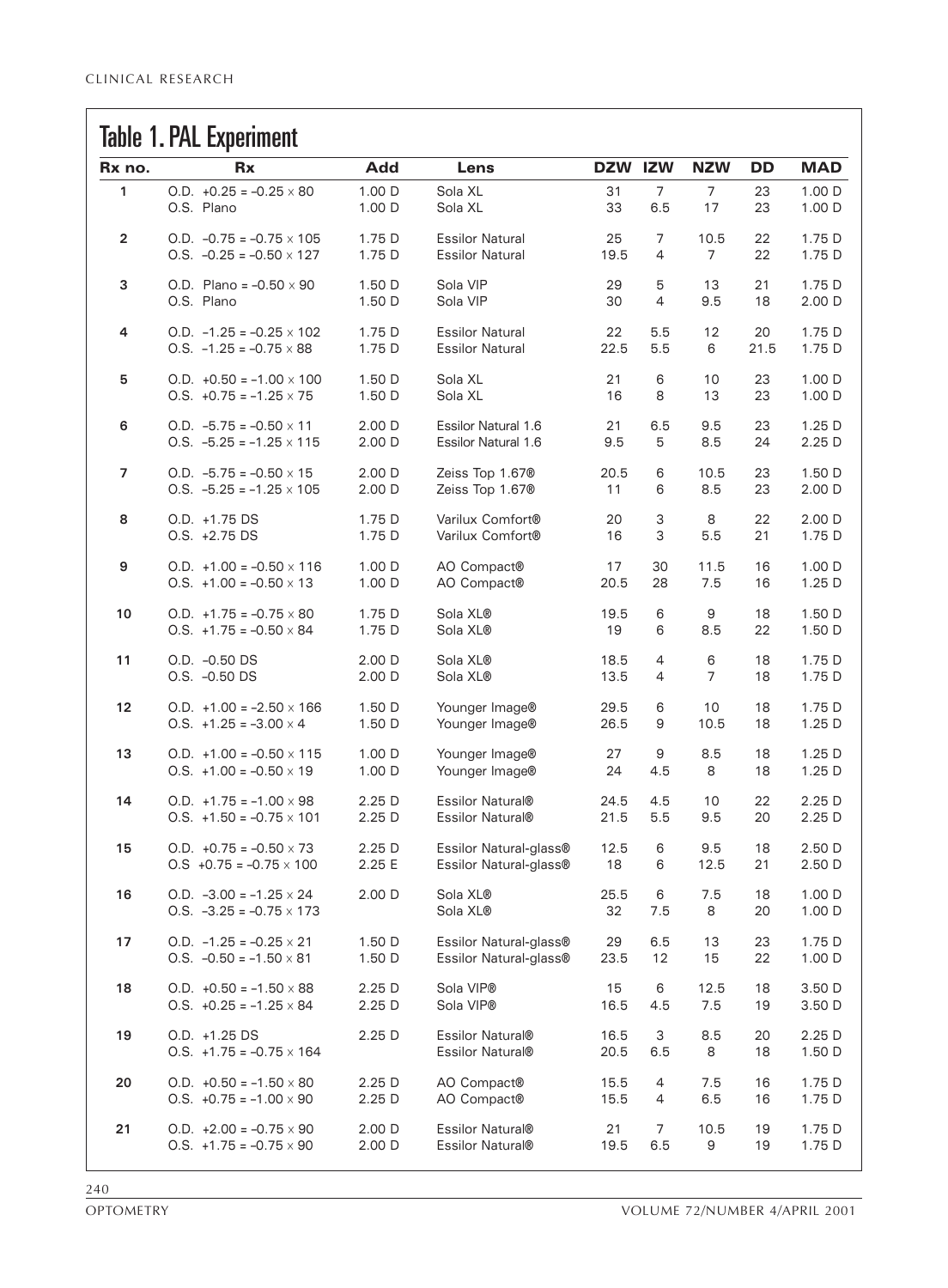## Table 1. PAL Experiment

| Rx no. | Rx | Add | Lens | DZW | IZW | NZW | DD | MAD |
|---|---|---|---|---|---|---|---|---|
| 1 | O.D. +0.25 = –0.25 × 80 | 1.00 D | Sola XL | 31 | 7 | 7 | 23 | 1.00 D |
| | O.S. Plano | 1.00 D | Sola XL | 33 | 6.5 | 17 | 23 | 1.00 D |
| 2 | O.D. –0.75 = –0.75 × 105 | 1.75 D | Essilor Natural | 25 | 7 | 10.5 | 22 | 1.75 D |
| | O.S. –0.25 = –0.50 × 127 | 1.75 D | Essilor Natural | 19.5 | 4 | 7 | 22 | 1.75 D |
| 3 | O.D. Plano = –0.50 × 90 | 1.50 D | Sola VIP | 29 | 5 | 13 | 21 | 1.75 D |
| | O.S. Plano | 1.50 D | Sola VIP | 30 | 4 | 9.5 | 18 | 2.00 D |
| 4 | O.D. –1.25 = –0.25 × 102 | 1.75 D | Essilor Natural | 22 | 5.5 | 12 | 20 | 1.75 D |
| | O.S. –1.25 = –0.75 × 88 | 1.75 D | Essilor Natural | 22.5 | 5.5 | 6 | 21.5 | 1.75 D |
| 5 | O.D. +0.50 = –1.00 × 100 | 1.50 D | Sola XL | 21 | 6 | 10 | 23 | 1.00 D |
| | O.S. +0.75 = –1.25 × 75 | 1.50 D | Sola XL | 16 | 8 | 13 | 23 | 1.00 D |
| 6 | O.D. –5.75 = –0.50 × 11 | 2.00 D | Essilor Natural 1.6 | 21 | 6.5 | 9.5 | 23 | 1.25 D |
| | O.S. –5.25 = –1.25 × 115 | 2.00 D | Essilor Natural 1.6 | 9.5 | 5 | 8.5 | 24 | 2.25 D |
| 7 | O.D. –5.75 = –0.50 × 15 | 2.00 D | Zeiss Top 1.67® | 20.5 | 6 | 10.5 | 23 | 1.50 D |
| | O.S. –5.25 = –1.25 × 105 | 2.00 D | Zeiss Top 1.67® | 11 | 6 | 8.5 | 23 | 2.00 D |
| 8 | O.D. +1.75 DS | 1.75 D | Varilux Comfort® | 20 | 3 | 8 | 22 | 2.00 D |
| | O.S. +2.75 DS | 1.75 D | Varilux Comfort® | 16 | 3 | 5.5 | 21 | 1.75 D |
| 9 | O.D. +1.00 = –0.50 × 116 | 1.00 D | AO Compact® | 17 | 30 | 11.5 | 16 | 1.00 D |
| | O.S. +1.00 = –0.50 × 13 | 1.00 D | AO Compact® | 20.5 | 28 | 7.5 | 16 | 1.25 D |
| 10 | O.D. +1.75 = –0.75 × 80 | 1.75 D | Sola XL® | 19.5 | 6 | 9 | 18 | 1.50 D |
| | O.S. +1.75 = –0.50 × 84 | 1.75 D | Sola XL® | 19 | 6 | 8.5 | 22 | 1.50 D |
| 11 | O.D. –0.50 DS | 2.00 D | Sola XL® | 18.5 | 4 | 6 | 18 | 1.75 D |
| | O.S. –0.50 DS | 2.00 D | Sola XL® | 13.5 | 4 | 7 | 18 | 1.75 D |
| 12 | O.D. +1.00 = –2.50 × 166 | 1.50 D | Younger Image® | 29.5 | 6 | 10 | 18 | 1.75 D |
| | O.S. +1.25 = –3.00 × 4 | 1.50 D | Younger Image® | 26.5 | 9 | 10.5 | 18 | 1.25 D |
| 13 | O.D. +1.00 = –0.50 × 115 | 1.00 D | Younger Image® | 27 | 9 | 8.5 | 18 | 1.25 D |
| | O.S. +1.00 = –0.50 × 19 | 1.00 D | Younger Image® | 24 | 4.5 | 8 | 18 | 1.25 D |
| 14 | O.D. +1.75 = –1.00 × 98 | 2.25 D | Essilor Natural® | 24.5 | 4.5 | 10 | 22 | 2.25 D |
| | O.S. +1.50 = –0.75 × 101 | 2.25 D | Essilor Natural® | 21.5 | 5.5 | 9.5 | 20 | 2.25 D |
| 15 | O.D. +0.75 = –0.50 × 73 | 2.25 D | Essilor Natural-glass® | 12.5 | 6 | 9.5 | 18 | 2.50 D |
| | O.S +0.75 = –0.75 × 100 | 2.25 E | Essilor Natural-glass® | 18 | 6 | 12.5 | 21 | 2.50 D |
| 16 | O.D. –3.00 = –1.25 × 24 | 2.00 D | Sola XL® | 25.5 | 6 | 7.5 | 18 | 1.00 D |
| | O.S. –3.25 = –0.75 × 173 | | Sola XL® | 32 | 7.5 | 8 | 20 | 1.00 D |
| 17 | O.D. –1.25 = –0.25 × 21 | 1.50 D | Essilor Natural-glass® | 29 | 6.5 | 13 | 23 | 1.75 D |
| | O.S. –0.50 = –1.50 × 81 | 1.50 D | Essilor Natural-glass® | 23.5 | 12 | 15 | 22 | 1.00 D |
| 18 | O.D. +0.50 = –1.50 × 88 | 2.25 D | Sola VIP® | 15 | 6 | 12.5 | 18 | 3.50 D |
| | O.S. +0.25 = –1.25 × 84 | 2.25 D | Sola VIP® | 16.5 | 4.5 | 7.5 | 19 | 3.50 D |
| 19 | O.D. +1.25 DS | 2.25 D | Essilor Natural® | 16.5 | 3 | 8.5 | 20 | 2.25 D |
| | O.S. +1.75 = –0.75 × 164 | | Essilor Natural® | 20.5 | 6.5 | 8 | 18 | 1.50 D |
| 20 | O.D. +0.50 = –1.50 × 80 | 2.25 D | AO Compact® | 15.5 | 4 | 7.5 | 16 | 1.75 D |
| | O.S. +0.75 = –1.00 × 90 | 2.25 D | AO Compact® | 15.5 | 4 | 6.5 | 16 | 1.75 D |
| 21 | O.D. +2.00 = –0.75 × 90 | 2.00 D | Essilor Natural® | 21 | 7 | 10.5 | 19 | 1.75 D |
| | O.S. +1.75 = –0.75 × 90 | 2.00 D | Essilor Natural® | 19.5 | 6.5 | 9 | 19 | 1.75 D |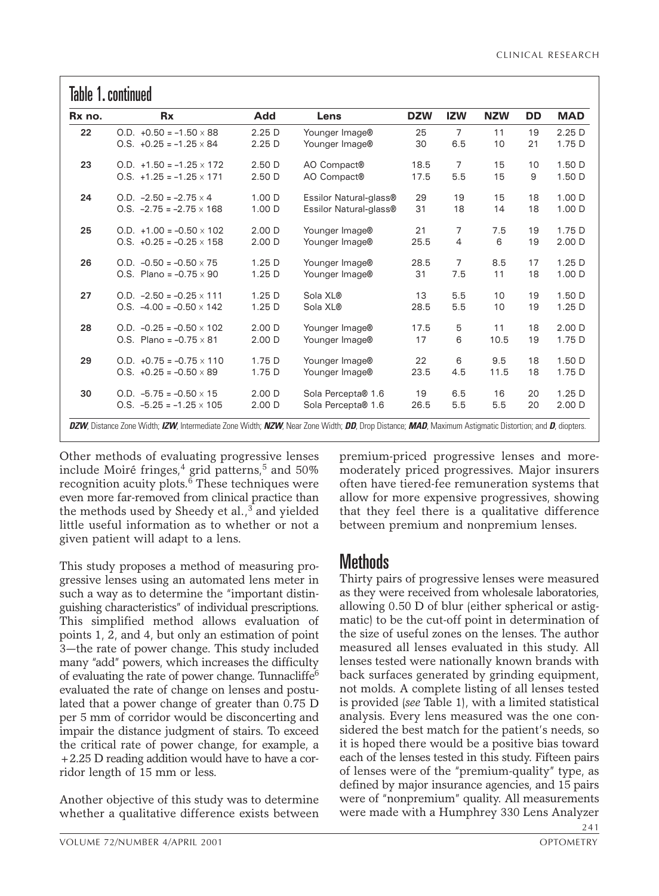## Table 1. continued

| Rx no. | Rx | Add | Lens | DZW | IZW | NZW | DD | MAD |
|---|---|---|---|---|---|---|---|---|
| 22 | O.D. +0.50 = −1.50 × 88 | 2.25 D | Younger Image® | 25 | 7 | 11 | 19 | 2.25 D |
| | O.S. +0.25 = −1.25 × 84 | 2.25 D | Younger Image® | 30 | 6.5 | 10 | 21 | 1.75 D |
| 23 | O.D. +1.50 = −1.25 × 172 | 2.50 D | AO Compact® | 18.5 | 7 | 15 | 10 | 1.50 D |
| | O.S. +1.25 = −1.25 × 171 | 2.50 D | AO Compact® | 17.5 | 5.5 | 15 | 9 | 1.50 D |
| 24 | O.D. −2.50 = −2.75 × 4 | 1.00 D | Essilor Natural-glass® | 29 | 19 | 15 | 18 | 1.00 D |
| | O.S. −2.75 = −2.75 × 168 | 1.00 D | Essilor Natural-glass® | 31 | 18 | 14 | 18 | 1.00 D |
| 25 | O.D. +1.00 = −0.50 × 102 | 2.00 D | Younger Image® | 21 | 7 | 7.5 | 19 | 1.75 D |
| | O.S. +0.25 = −0.25 × 158 | 2.00 D | Younger Image® | 25.5 | 4 | 6 | 19 | 2.00 D |
| 26 | O.D. −0.50 = −0.50 × 75 | 1.25 D | Younger Image® | 28.5 | 7 | 8.5 | 17 | 1.25 D |
| | O.S. Plano = −0.75 × 90 | 1.25 D | Younger Image® | 31 | 7.5 | 11 | 18 | 1.00 D |
| 27 | O.D. −2.50 = −0.25 × 111 | 1.25 D | Sola XL® | 13 | 5.5 | 10 | 19 | 1.50 D |
| | O.S. −4.00 = −0.50 × 142 | 1.25 D | Sola XL® | 28.5 | 5.5 | 10 | 19 | 1.25 D |
| 28 | O.D. −0.25 = −0.50 × 102 | 2.00 D | Younger Image® | 17.5 | 5 | 11 | 18 | 2.00 D |
| | O.S. Plano = −0.75 × 81 | 2.00 D | Younger Image® | 17 | 6 | 10.5 | 19 | 1.75 D |
| 29 | O.D. +0.75 = −0.75 × 110 | 1.75 D | Younger Image® | 22 | 6 | 9.5 | 18 | 1.50 D |
| | O.S. +0.25 = −0.50 × 89 | 1.75 D | Younger Image® | 23.5 | 4.5 | 11.5 | 18 | 1.75 D |
| 30 | O.D. −5.75 = −0.50 × 15 | 2.00 D | Sola Percepta® 1.6 | 19 | 6.5 | 16 | 20 | 1.25 D |
| | O.S. −5.25 = −1.25 × 105 | 2.00 D | Sola Percepta® 1.6 | 26.5 | 5.5 | 5.5 | 20 | 2.00 D |

***DZW***, Distance Zone Width; ***IZW***, Intermediate Zone Width; ***NZW***, Near Zone Width; ***DD***, Drop Distance; ***MAD***, Maximum Astigmatic Distortion; and ***D***, diopters.

Other methods of evaluating progressive lenses include Moiré fringes,[4] grid patterns,[5] and 50% recognition acuity plots.[6] These techniques were even more far-removed from clinical practice than the methods used by Sheedy et al.,[3] and yielded little useful information as to whether or not a given patient will adapt to a lens.

This study proposes a method of measuring progressive lenses using an automated lens meter in such a way as to determine the "important distinguishing characteristics" of individual prescriptions. This simplified method allows evaluation of points 1, 2, and 4, but only an estimation of point 3—the rate of power change. This study included many "add" powers, which increases the difficulty of evaluating the rate of power change. Tunnacliffe[6] evaluated the rate of change on lenses and postulated that a power change of greater than 0.75 D per 5 mm of corridor would be disconcerting and impair the distance judgment of stairs. To exceed the critical rate of power change, for example, a +2.25 D reading addition would have to have a corridor length of 15 mm or less.

Another objective of this study was to determine whether a qualitative difference exists between premium-priced progressive lenses and more-moderately priced progressives. Major insurers often have tiered-fee remuneration systems that allow for more expensive progressives, showing that they feel there is a qualitative difference between premium and nonpremium lenses.

## Methods

Thirty pairs of progressive lenses were measured as they were received from wholesale laboratories, allowing 0.50 D of blur (either spherical or astigmatic) to be the cut-off point in determination of the size of useful zones on the lenses. The author measured all lenses evaluated in this study. All lenses tested were nationally known brands with back surfaces generated by grinding equipment, not molds. A complete listing of all lenses tested is provided (*see* Table 1), with a limited statistical analysis. Every lens measured was the one considered the best match for the patient's needs, so it is hoped there would be a positive bias toward each of the lenses tested in this study. Fifteen pairs of lenses were of the "premium-quality" type, as defined by major insurance agencies, and 15 pairs were of "nonpremium" quality. All measurements were made with a Humphrey 330 Lens Analyzer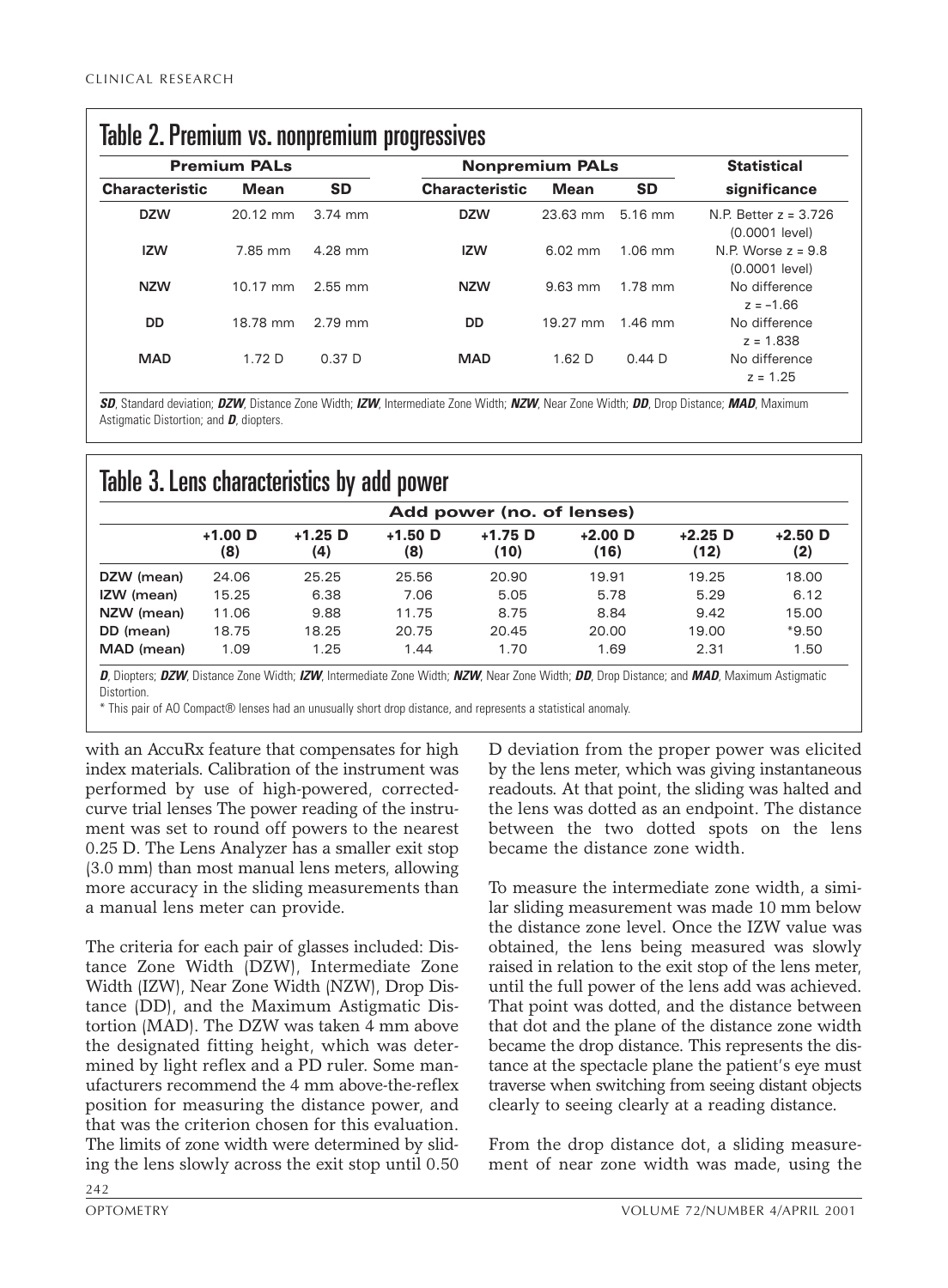## Table 2. Premium vs. nonpremium progressives

| Premium PALs | | | Nonpremium PALs | | | Statistical |
|---|---|---|---|---|---|---|
| **Characteristic** | **Mean** | **SD** | **Characteristic** | **Mean** | **SD** | **significance** |
| **DZW** | 20.12 mm | 3.74 mm | **DZW** | 23.63 mm | 5.16 mm | N.P. Better z = 3.726 (0.0001 level) |
| **IZW** | 7.85 mm | 4.28 mm | **IZW** | 6.02 mm | 1.06 mm | N.P. Worse z = 9.8 (0.0001 level) |
| **NZW** | 10.17 mm | 2.55 mm | **NZW** | 9.63 mm | 1.78 mm | No difference z = –1.66 |
| **DD** | 18.78 mm | 2.79 mm | **DD** | 19.27 mm | 1.46 mm | No difference z = 1.838 |
| **MAD** | 1.72 D | 0.37 D | **MAD** | 1.62 D | 0.44 D | No difference z = 1.25 |

***SD***, Standard deviation; ***DZW***, Distance Zone Width; ***IZW***, Intermediate Zone Width; ***NZW***, Near Zone Width; ***DD***, Drop Distance; ***MAD***, Maximum Astigmatic Distortion; and ***D***, diopters.

## Table 3. Lens characteristics by add power

| | Add power (no. of lenses) | | | | | | |
|---|---|---|---|---|---|---|---|
| | **+1.00 D (8)** | **+1.25 D (4)** | **+1.50 D (8)** | **+1.75 D (10)** | **+2.00 D (16)** | **+2.25 D (12)** | **+2.50 D (2)** |
| **DZW (mean)** | 24.06 | 25.25 | 25.56 | 20.90 | 19.91 | 19.25 | 18.00 |
| **IZW (mean)** | 15.25 | 6.38 | 7.06 | 5.05 | 5.78 | 5.29 | 6.12 |
| **NZW (mean)** | 11.06 | 9.88 | 11.75 | 8.75 | 8.84 | 9.42 | 15.00 |
| **DD (mean)** | 18.75 | 18.25 | 20.75 | 20.45 | 20.00 | 19.00 | *9.50 |
| **MAD (mean)** | 1.09 | 1.25 | 1.44 | 1.70 | 1.69 | 2.31 | 1.50 |

***D***, Diopters; ***DZW***, Distance Zone Width; ***IZW***, Intermediate Zone Width; ***NZW***, Near Zone Width; ***DD***, Drop Distance; and ***MAD***, Maximum Astigmatic Distortion.

\* This pair of AO Compact® lenses had an unusually short drop distance, and represents a statistical anomaly.

with an AccuRx feature that compensates for high index materials. Calibration of the instrument was performed by use of high-powered, corrected-curve trial lenses The power reading of the instrument was set to round off powers to the nearest 0.25 D. The Lens Analyzer has a smaller exit stop (3.0 mm) than most manual lens meters, allowing more accuracy in the sliding measurements than a manual lens meter can provide.

The criteria for each pair of glasses included: Distance Zone Width (DZW), Intermediate Zone Width (IZW), Near Zone Width (NZW), Drop Distance (DD), and the Maximum Astigmatic Distortion (MAD). The DZW was taken 4 mm above the designated fitting height, which was determined by light reflex and a PD ruler. Some manufacturers recommend the 4 mm above-the-reflex position for measuring the distance power, and that was the criterion chosen for this evaluation. The limits of zone width were determined by sliding the lens slowly across the exit stop until 0.50 D deviation from the proper power was elicited by the lens meter, which was giving instantaneous readouts. At that point, the sliding was halted and the lens was dotted as an endpoint. The distance between the two dotted spots on the lens became the distance zone width.

To measure the intermediate zone width, a similar sliding measurement was made 10 mm below the distance zone level. Once the IZW value was obtained, the lens being measured was slowly raised in relation to the exit stop of the lens meter, until the full power of the lens add was achieved. That point was dotted, and the distance between that dot and the plane of the distance zone width became the drop distance. This represents the distance at the spectacle plane the patient's eye must traverse when switching from seeing distant objects clearly to seeing clearly at a reading distance.

From the drop distance dot, a sliding measurement of near zone width was made, using the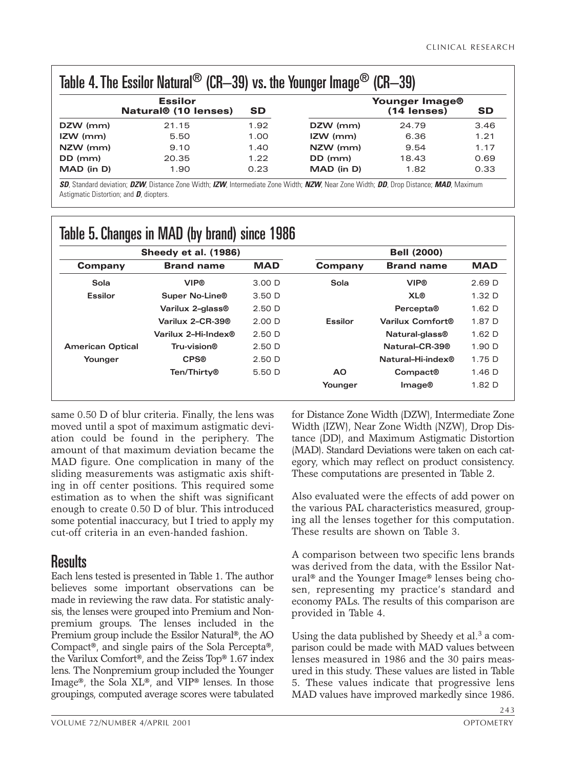## Table 4. The Essilor Natural® (CR–39) vs. the Younger Image® (CR–39)

| | Essilor Natural® (10 lenses) | SD | | Younger Image® (14 lenses) | SD |
|---|---|---|---|---|---|
| DZW (mm) | 21.15 | 1.92 | DZW (mm) | 24.79 | 3.46 |
| IZW (mm) | 5.50 | 1.00 | IZW (mm) | 6.36 | 1.21 |
| NZW (mm) | 9.10 | 1.40 | NZW (mm) | 9.54 | 1.17 |
| DD (mm) | 20.35 | 1.22 | DD (mm) | 18.43 | 0.69 |
| MAD (in D) | 1.90 | 0.23 | MAD (in D) | 1.82 | 0.33 |

***SD***, Standard deviation; ***DZW***, Distance Zone Width; ***IZW***, Intermediate Zone Width; ***NZW***, Near Zone Width; ***DD***, Drop Distance; ***MAD***, Maximum Astigmatic Distortion; and ***D***, diopters.

## Table 5. Changes in MAD (by brand) since 1986

| Sheedy et al. (1986) | | | Bell (2000) | | |
|---|---|---|---|---|---|
| Company | Brand name | MAD | Company | Brand name | MAD |
| Sola | VIP® | 3.00 D | Sola | VIP® | 2.69 D |
| Essilor | Super No-Line® | 3.50 D | | XL® | 1.32 D |
| | Varilux 2–glass® | 2.50 D | | Percepta® | 1.62 D |
| | Varilux 2–CR-39® | 2.00 D | Essilor | Varilux Comfort® | 1.87 D |
| | Varilux 2–Hi-Index® | 2.50 D | | Natural-glass® | 1.62 D |
| American Optical | Tru-vision® | 2.50 D | | Natural–CR-39® | 1.90 D |
| Younger | CPS® | 2.50 D | | Natural–Hi-index® | 1.75 D |
| | Ten/Thirty® | 5.50 D | AO | Compact® | 1.46 D |
| | | | Younger | Image® | 1.82 D |

same 0.50 D of blur criteria. Finally, the lens was moved until a spot of maximum astigmatic deviation could be found in the periphery. The amount of that maximum deviation became the MAD figure. One complication in many of the sliding measurements was astigmatic axis shifting in off center positions. This required some estimation as to when the shift was significant enough to create 0.50 D of blur. This introduced some potential inaccuracy, but I tried to apply my cut-off criteria in an even-handed fashion.

## Results

Each lens tested is presented in Table 1. The author believes some important observations can be made in reviewing the raw data. For statistic analysis, the lenses were grouped into Premium and Nonpremium groups. The lenses included in the Premium group include the Essilor Natural®, the AO Compact®, and single pairs of the Sola Percepta®, the Varilux Comfort®, and the Zeiss Top® 1.67 index lens. The Nonpremium group included the Younger Image®, the Sola XL®, and VIP® lenses. In those groupings, computed average scores were tabulated for Distance Zone Width (DZW), Intermediate Zone Width (IZW), Near Zone Width (NZW), Drop Distance (DD), and Maximum Astigmatic Distortion (MAD). Standard Deviations were taken on each category, which may reflect on product consistency. These computations are presented in Table 2.

Also evaluated were the effects of add power on the various PAL characteristics measured, grouping all the lenses together for this computation. These results are shown on Table 3.

A comparison between two specific lens brands was derived from the data, with the Essilor Natural® and the Younger Image® lenses being chosen, representing my practice's standard and economy PALs. The results of this comparison are provided in Table 4.

Using the data published by Sheedy et al.[3] a comparison could be made with MAD values between lenses measured in 1986 and the 30 pairs measured in this study. These values are listed in Table 5. These values indicate that progressive lens MAD values have improved markedly since 1986.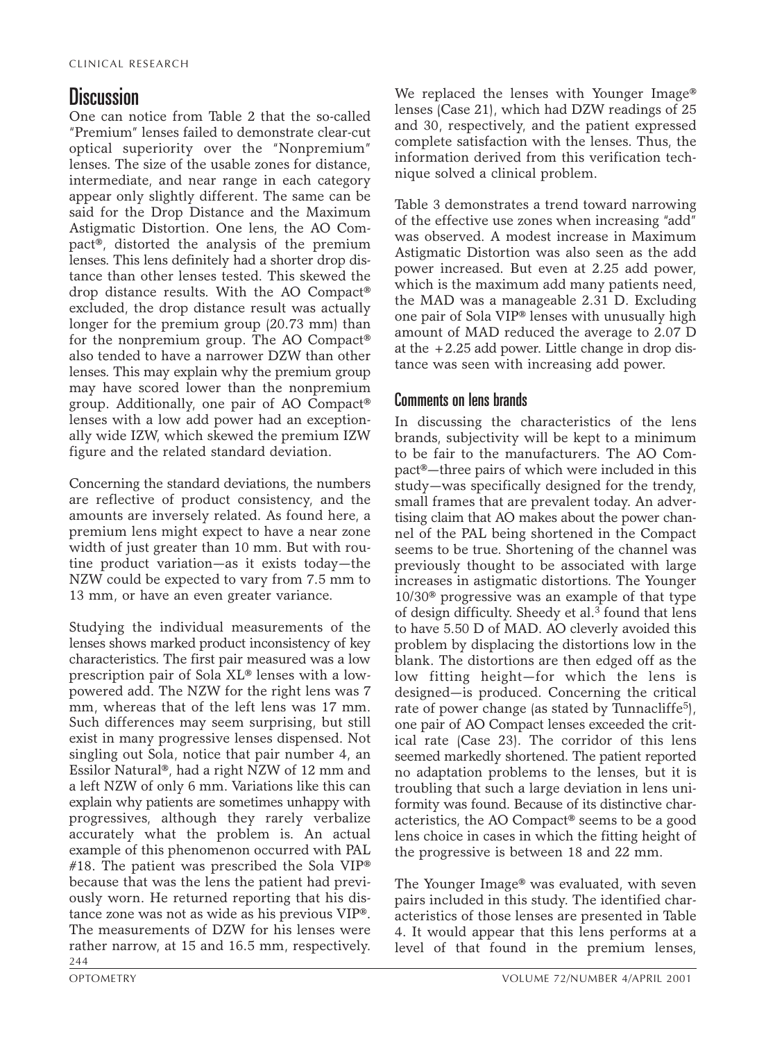## Discussion

One can notice from Table 2 that the so-called "Premium" lenses failed to demonstrate clear-cut optical superiority over the "Nonpremium" lenses. The size of the usable zones for distance, intermediate, and near range in each category appear only slightly different. The same can be said for the Drop Distance and the Maximum Astigmatic Distortion. One lens, the AO Compact®, distorted the analysis of the premium lenses. This lens definitely had a shorter drop distance than other lenses tested. This skewed the drop distance results. With the AO Compact® excluded, the drop distance result was actually longer for the premium group (20.73 mm) than for the nonpremium group. The AO Compact® also tended to have a narrower DZW than other lenses. This may explain why the premium group may have scored lower than the nonpremium group. Additionally, one pair of AO Compact® lenses with a low add power had an exceptionally wide IZW, which skewed the premium IZW figure and the related standard deviation.

Concerning the standard deviations, the numbers are reflective of product consistency, and the amounts are inversely related. As found here, a premium lens might expect to have a near zone width of just greater than 10 mm. But with routine product variation—as it exists today—the NZW could be expected to vary from 7.5 mm to 13 mm, or have an even greater variance.

Studying the individual measurements of the lenses shows marked product inconsistency of key characteristics. The first pair measured was a low prescription pair of Sola XL® lenses with a low-powered add. The NZW for the right lens was 7 mm, whereas that of the left lens was 17 mm. Such differences may seem surprising, but still exist in many progressive lenses dispensed. Not singling out Sola, notice that pair number 4, an Essilor Natural®, had a right NZW of 12 mm and a left NZW of only 6 mm. Variations like this can explain why patients are sometimes unhappy with progressives, although they rarely verbalize accurately what the problem is. An actual example of this phenomenon occurred with PAL #18. The patient was prescribed the Sola VIP® because that was the lens the patient had previously worn. He returned reporting that his distance zone was not as wide as his previous VIP®. The measurements of DZW for his lenses were rather narrow, at 15 and 16.5 mm, respectively. We replaced the lenses with Younger Image® lenses (Case 21), which had DZW readings of 25 and 30, respectively, and the patient expressed complete satisfaction with the lenses. Thus, the information derived from this verification technique solved a clinical problem.

Table 3 demonstrates a trend toward narrowing of the effective use zones when increasing "add" was observed. A modest increase in Maximum Astigmatic Distortion was also seen as the add power increased. But even at 2.25 add power, which is the maximum add many patients need, the MAD was a manageable 2.31 D. Excluding one pair of Sola VIP® lenses with unusually high amount of MAD reduced the average to 2.07 D at the +2.25 add power. Little change in drop distance was seen with increasing add power.

### Comments on lens brands

In discussing the characteristics of the lens brands, subjectivity will be kept to a minimum to be fair to the manufacturers. The AO Compact®—three pairs of which were included in this study—was specifically designed for the trendy, small frames that are prevalent today. An advertising claim that AO makes about the power channel of the PAL being shortened in the Compact seems to be true. Shortening of the channel was previously thought to be associated with large increases in astigmatic distortions. The Younger 10/30® progressive was an example of that type of design difficulty. Sheedy et al.[3] found that lens to have 5.50 D of MAD. AO cleverly avoided this problem by displacing the distortions low in the blank. The distortions are then edged off as the low fitting height—for which the lens is designed—is produced. Concerning the critical rate of power change (as stated by Tunnacliffe[5]), one pair of AO Compact lenses exceeded the critical rate (Case 23). The corridor of this lens seemed markedly shortened. The patient reported no adaptation problems to the lenses, but it is troubling that such a large deviation in lens uniformity was found. Because of its distinctive characteristics, the AO Compact® seems to be a good lens choice in cases in which the fitting height of the progressive is between 18 and 22 mm.

The Younger Image® was evaluated, with seven pairs included in this study. The identified characteristics of those lenses are presented in Table 4. It would appear that this lens performs at a level of that found in the premium lenses,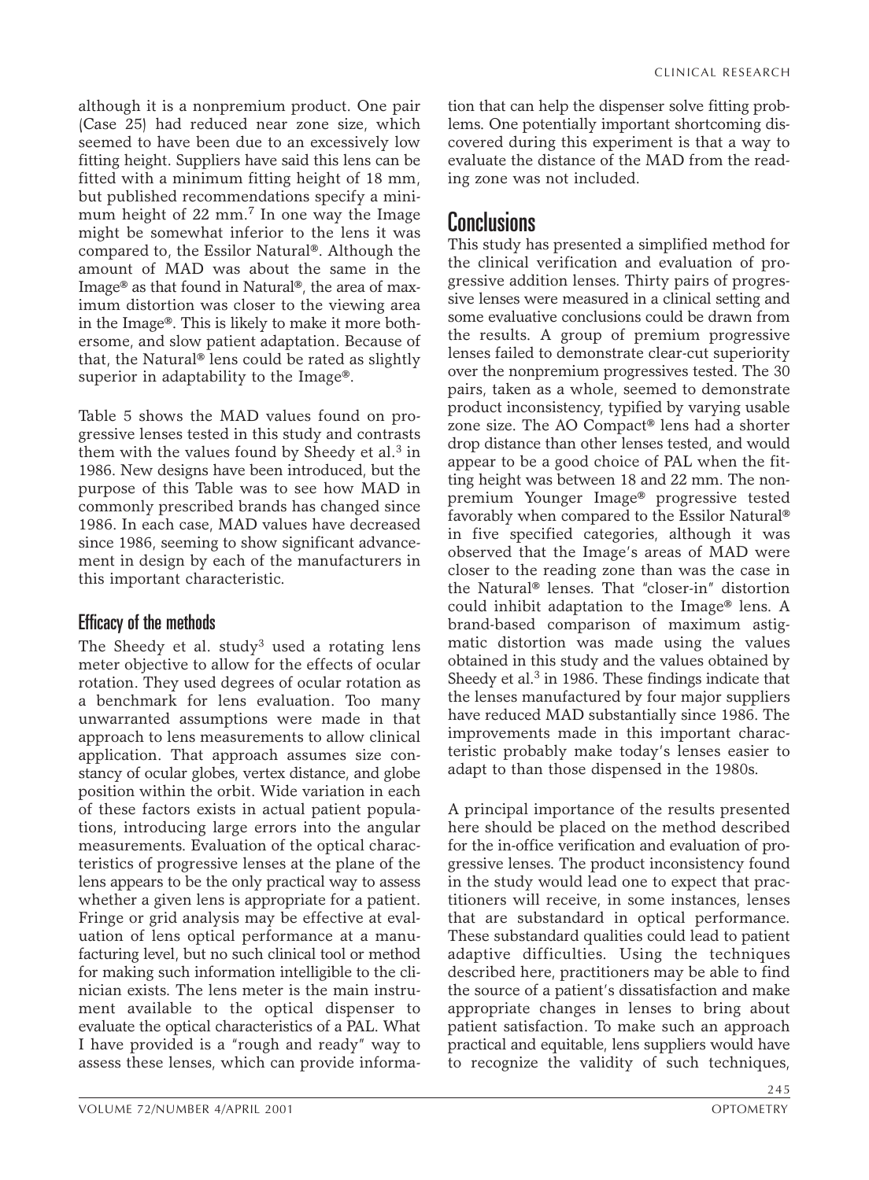although it is a nonpremium product. One pair (Case 25) had reduced near zone size, which seemed to have been due to an excessively low fitting height. Suppliers have said this lens can be fitted with a minimum fitting height of 18 mm, but published recommendations specify a minimum height of 22 mm.[7] In one way the Image might be somewhat inferior to the lens it was compared to, the Essilor Natural®. Although the amount of MAD was about the same in the Image® as that found in Natural®, the area of maximum distortion was closer to the viewing area in the Image®. This is likely to make it more bothersome, and slow patient adaptation. Because of that, the Natural® lens could be rated as slightly superior in adaptability to the Image®.

Table 5 shows the MAD values found on progressive lenses tested in this study and contrasts them with the values found by Sheedy et al.[3] in 1986. New designs have been introduced, but the purpose of this Table was to see how MAD in commonly prescribed brands has changed since 1986. In each case, MAD values have decreased since 1986, seeming to show significant advancement in design by each of the manufacturers in this important characteristic.

### Efficacy of the methods

The Sheedy et al. study[3] used a rotating lens meter objective to allow for the effects of ocular rotation. They used degrees of ocular rotation as a benchmark for lens evaluation. Too many unwarranted assumptions were made in that approach to lens measurements to allow clinical application. That approach assumes size constancy of ocular globes, vertex distance, and globe position within the orbit. Wide variation in each of these factors exists in actual patient populations, introducing large errors into the angular measurements. Evaluation of the optical characteristics of progressive lenses at the plane of the lens appears to be the only practical way to assess whether a given lens is appropriate for a patient. Fringe or grid analysis may be effective at evaluation of lens optical performance at a manufacturing level, but no such clinical tool or method for making such information intelligible to the clinician exists. The lens meter is the main instrument available to the optical dispenser to evaluate the optical characteristics of a PAL. What I have provided is a "rough and ready" way to assess these lenses, which can provide information that can help the dispenser solve fitting problems. One potentially important shortcoming discovered during this experiment is that a way to evaluate the distance of the MAD from the reading zone was not included.

## Conclusions

This study has presented a simplified method for the clinical verification and evaluation of progressive addition lenses. Thirty pairs of progressive lenses were measured in a clinical setting and some evaluative conclusions could be drawn from the results. A group of premium progressive lenses failed to demonstrate clear-cut superiority over the nonpremium progressives tested. The 30 pairs, taken as a whole, seemed to demonstrate product inconsistency, typified by varying usable zone size. The AO Compact® lens had a shorter drop distance than other lenses tested, and would appear to be a good choice of PAL when the fitting height was between 18 and 22 mm. The nonpremium Younger Image® progressive tested favorably when compared to the Essilor Natural® in five specified categories, although it was observed that the Image's areas of MAD were closer to the reading zone than was the case in the Natural® lenses. That "closer-in" distortion could inhibit adaptation to the Image® lens. A brand-based comparison of maximum astigmatic distortion was made using the values obtained in this study and the values obtained by Sheedy et al.[3] in 1986. These findings indicate that the lenses manufactured by four major suppliers have reduced MAD substantially since 1986. The improvements made in this important characteristic probably make today's lenses easier to adapt to than those dispensed in the 1980s.

A principal importance of the results presented here should be placed on the method described for the in-office verification and evaluation of progressive lenses. The product inconsistency found in the study would lead one to expect that practitioners will receive, in some instances, lenses that are substandard in optical performance. These substandard qualities could lead to patient adaptive difficulties. Using the techniques described here, practitioners may be able to find the source of a patient's dissatisfaction and make appropriate changes in lenses to bring about patient satisfaction. To make such an approach practical and equitable, lens suppliers would have to recognize the validity of such techniques,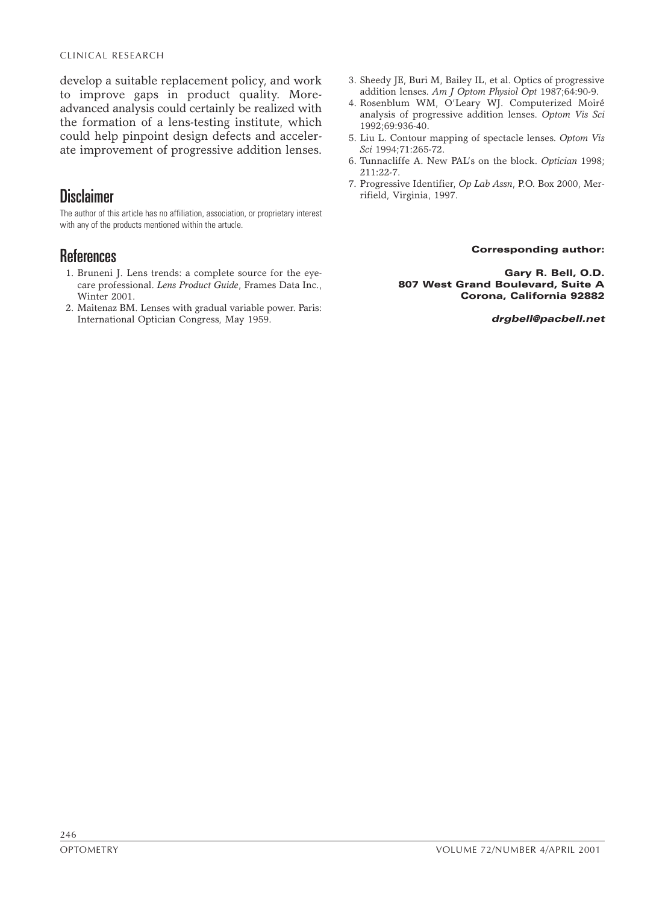develop a suitable replacement policy, and work to improve gaps in product quality. More-advanced analysis could certainly be realized with the formation of a lens-testing institute, which could help pinpoint design defects and accelerate improvement of progressive addition lenses.

## Disclaimer

The author of this article has no affiliation, association, or proprietary interest with any of the products mentioned within the artucle.

## References

1. Bruneni J. Lens trends: a complete source for the eyecare professional. *Lens Product Guide*, Frames Data Inc., Winter 2001.
2. Maitenaz BM. Lenses with gradual variable power. Paris: International Optician Congress, May 1959.
3. Sheedy JE, Buri M, Bailey IL, et al. Optics of progressive addition lenses. *Am J Optom Physiol Opt* 1987;64:90-9.
4. Rosenblum WM, O'Leary WJ. Computerized Moiré analysis of progressive addition lenses. *Optom Vis Sci* 1992;69:936-40.
5. Liu L. Contour mapping of spectacle lenses. *Optom Vis Sci* 1994;71:265-72.
6. Tunnacliffe A. New PAL's on the block. *Optician* 1998; 211:22-7.
7. Progressive Identifier, *Op Lab Assn*, P.O. Box 2000, Merrifield, Virginia, 1997.

**Corresponding author:**

**Gary R. Bell, O.D.**
**807 West Grand Boulevard, Suite A**
**Corona, California 92882**

***drgbell@pacbell.net***